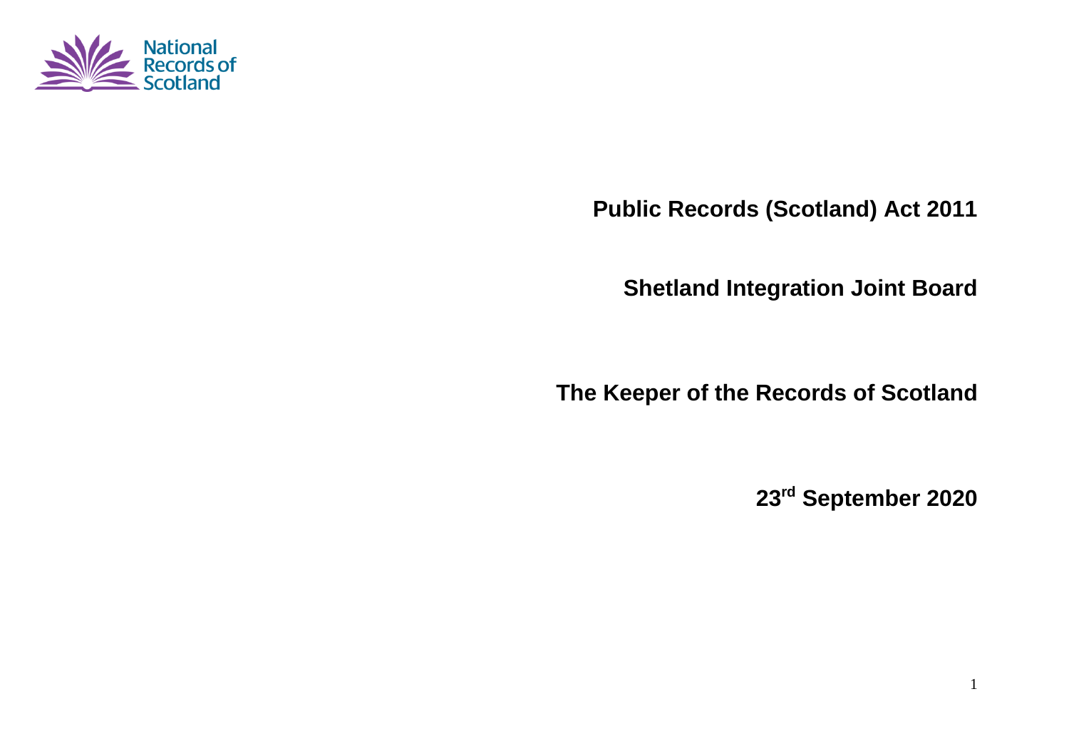National Records of Scotland

# Public Records (Scotland) Act 2011

## Shetland Integration Joint Board

## The Keeper of the Records of Scotland

**23rd September 2020**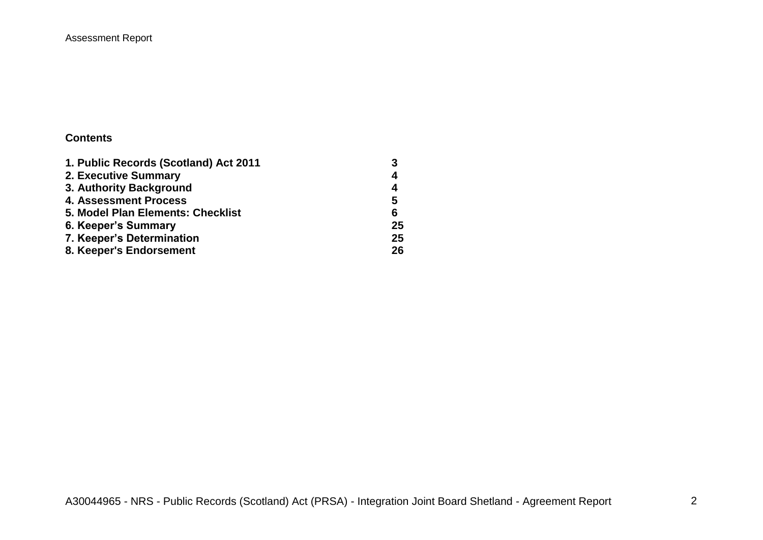**Contents**

| | |
|---|---|
| **1. Public Records (Scotland) Act 2011** | **3** |
| **2. Executive Summary** | **4** |
| **3. Authority Background** | **4** |
| **4. Assessment Process** | **5** |
| **5. Model Plan Elements: Checklist** | **6** |
| **6. Keeper's Summary** | **25** |
| **7. Keeper's Determination** | **25** |
| **8. Keeper's Endorsement** | **26** |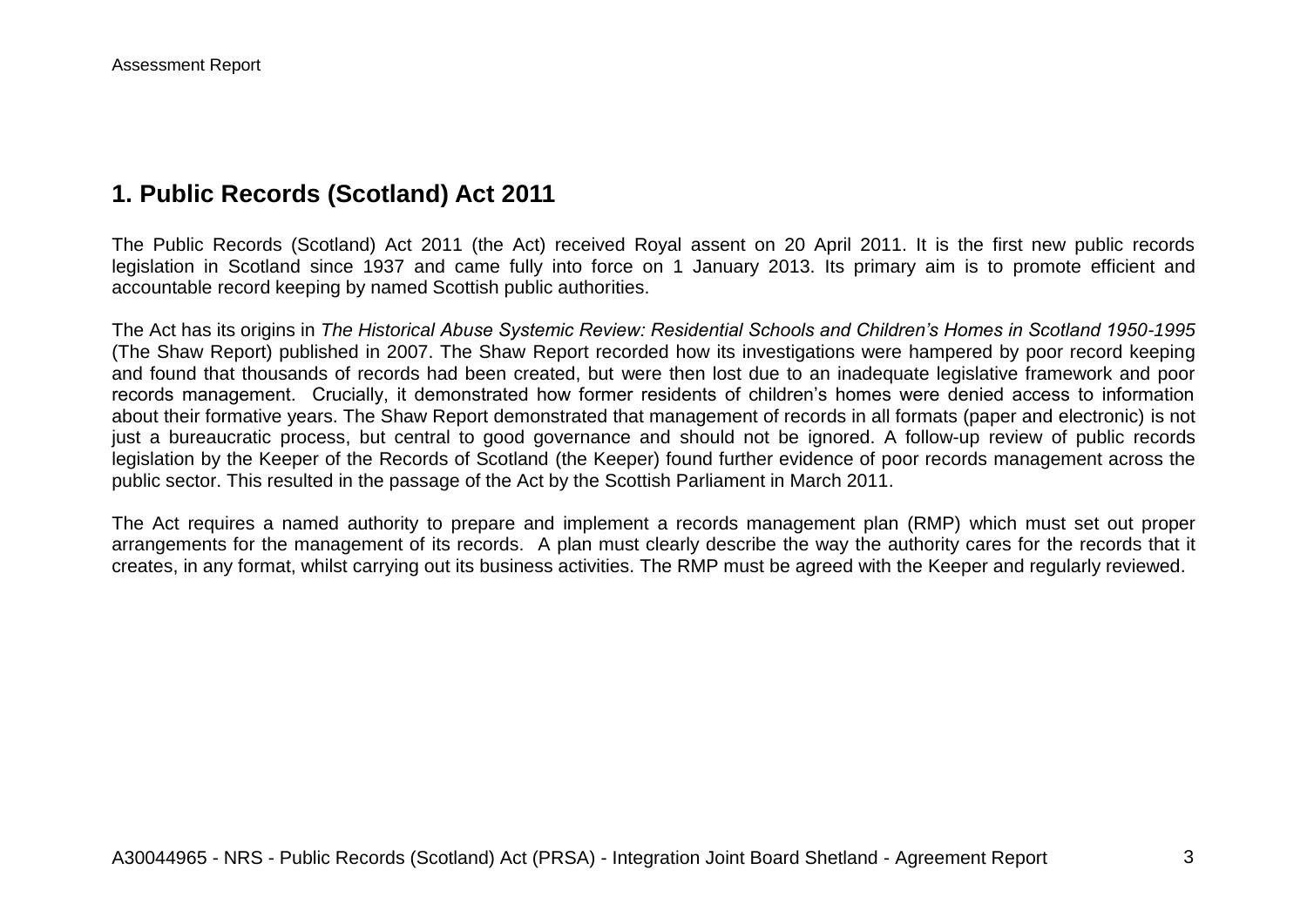## 1. Public Records (Scotland) Act 2011

The Public Records (Scotland) Act 2011 (the Act) received Royal assent on 20 April 2011. It is the first new public records legislation in Scotland since 1937 and came fully into force on 1 January 2013. Its primary aim is to promote efficient and accountable record keeping by named Scottish public authorities.

The Act has its origins in *The Historical Abuse Systemic Review: Residential Schools and Children's Homes in Scotland 1950-1995* (The Shaw Report) published in 2007. The Shaw Report recorded how its investigations were hampered by poor record keeping and found that thousands of records had been created, but were then lost due to an inadequate legislative framework and poor records management. Crucially, it demonstrated how former residents of children's homes were denied access to information about their formative years. The Shaw Report demonstrated that management of records in all formats (paper and electronic) is not just a bureaucratic process, but central to good governance and should not be ignored. A follow-up review of public records legislation by the Keeper of the Records of Scotland (the Keeper) found further evidence of poor records management across the public sector. This resulted in the passage of the Act by the Scottish Parliament in March 2011.

The Act requires a named authority to prepare and implement a records management plan (RMP) which must set out proper arrangements for the management of its records. A plan must clearly describe the way the authority cares for the records that it creates, in any format, whilst carrying out its business activities. The RMP must be agreed with the Keeper and regularly reviewed.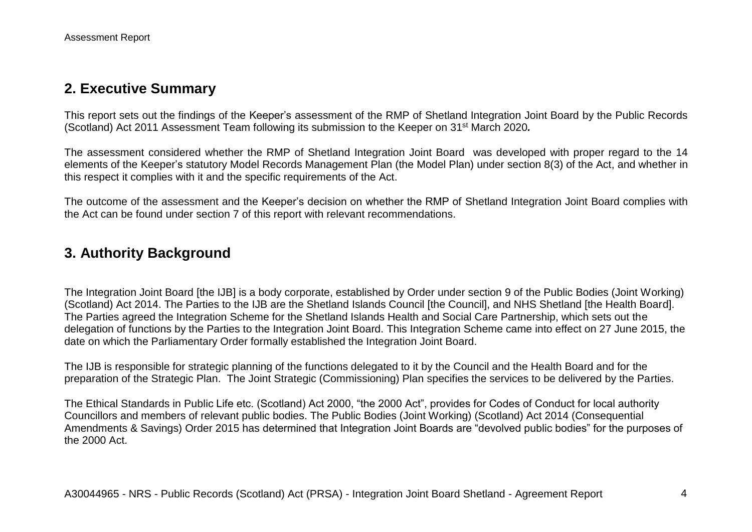## 2. Executive Summary

This report sets out the findings of the Keeper's assessment of the RMP of Shetland Integration Joint Board by the Public Records (Scotland) Act 2011 Assessment Team following its submission to the Keeper on 31st March 2020*.*

The assessment considered whether the RMP of Shetland Integration Joint Board was developed with proper regard to the 14 elements of the Keeper's statutory Model Records Management Plan (the Model Plan) under section 8(3) of the Act, and whether in this respect it complies with it and the specific requirements of the Act.

The outcome of the assessment and the Keeper's decision on whether the RMP of Shetland Integration Joint Board complies with the Act can be found under section 7 of this report with relevant recommendations.

## 3. Authority Background

The Integration Joint Board [the IJB] is a body corporate, established by Order under section 9 of the Public Bodies (Joint Working) (Scotland) Act 2014. The Parties to the IJB are the Shetland Islands Council [the Council], and NHS Shetland [the Health Board]. The Parties agreed the Integration Scheme for the Shetland Islands Health and Social Care Partnership, which sets out the delegation of functions by the Parties to the Integration Joint Board. This Integration Scheme came into effect on 27 June 2015, the date on which the Parliamentary Order formally established the Integration Joint Board.

The IJB is responsible for strategic planning of the functions delegated to it by the Council and the Health Board and for the preparation of the Strategic Plan. The Joint Strategic (Commissioning) Plan specifies the services to be delivered by the Parties.

The Ethical Standards in Public Life etc. (Scotland) Act 2000, "the 2000 Act", provides for Codes of Conduct for local authority Councillors and members of relevant public bodies. The Public Bodies (Joint Working) (Scotland) Act 2014 (Consequential Amendments & Savings) Order 2015 has determined that Integration Joint Boards are "devolved public bodies" for the purposes of the 2000 Act.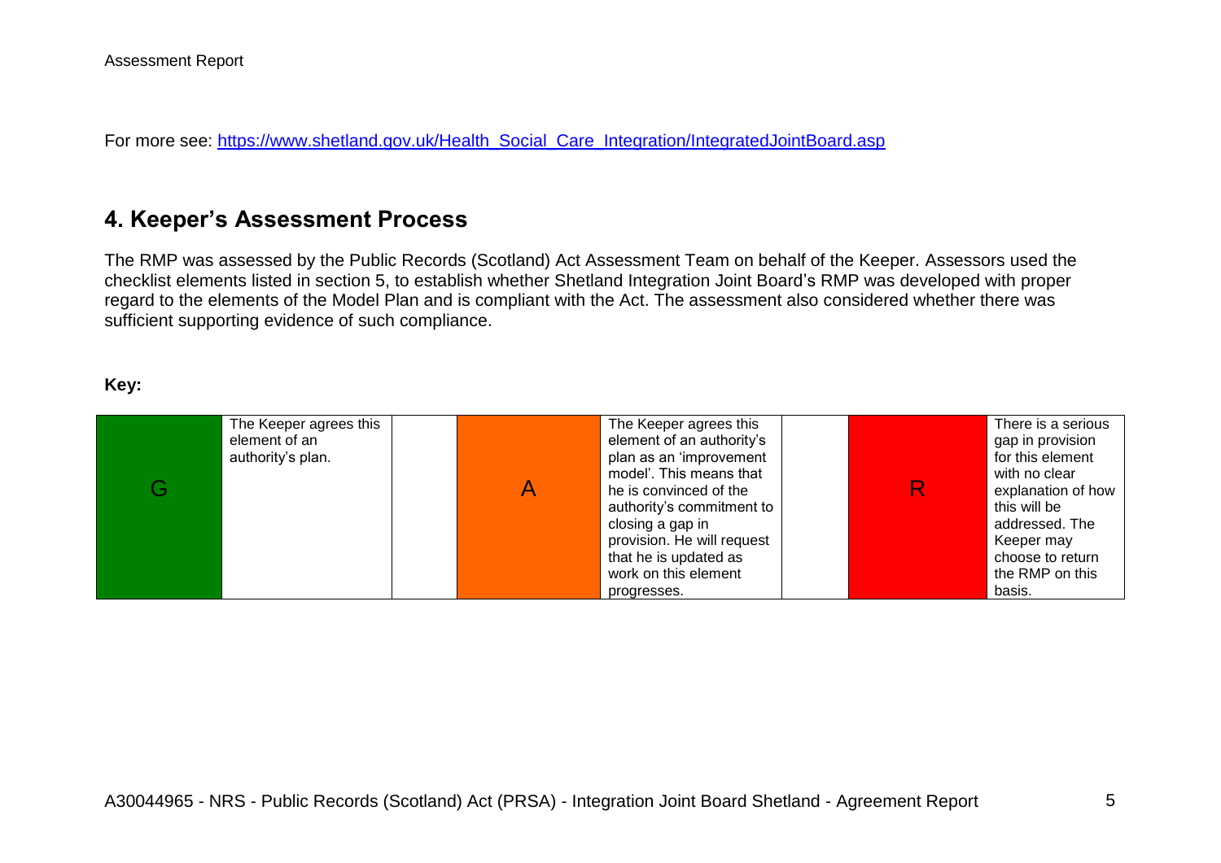For more see: [https://www.shetland.gov.uk/Health_Social_Care_Integration/IntegratedJointBoard.asp](https://www.shetland.gov.uk/Health_Social_Care_Integration/IntegratedJointBoard.asp)

## 4. Keeper's Assessment Process

The RMP was assessed by the Public Records (Scotland) Act Assessment Team on behalf of the Keeper. Assessors used the checklist elements listed in section 5, to establish whether Shetland Integration Joint Board's RMP was developed with proper regard to the elements of the Model Plan and is compliant with the Act. The assessment also considered whether there was sufficient supporting evidence of such compliance.

**Key:**

| G | The Keeper agrees this element of an authority's plan. | | A | The Keeper agrees this element of an authority's plan as an 'improvement model'. This means that he is convinced of the authority's commitment to closing a gap in provision. He will request that he is updated as work on this element progresses. | | R | There is a serious gap in provision for this element with no clear explanation of how this will be addressed. The Keeper may choose to return the RMP on this basis. |
|---|---|---|---|---|---|---|---|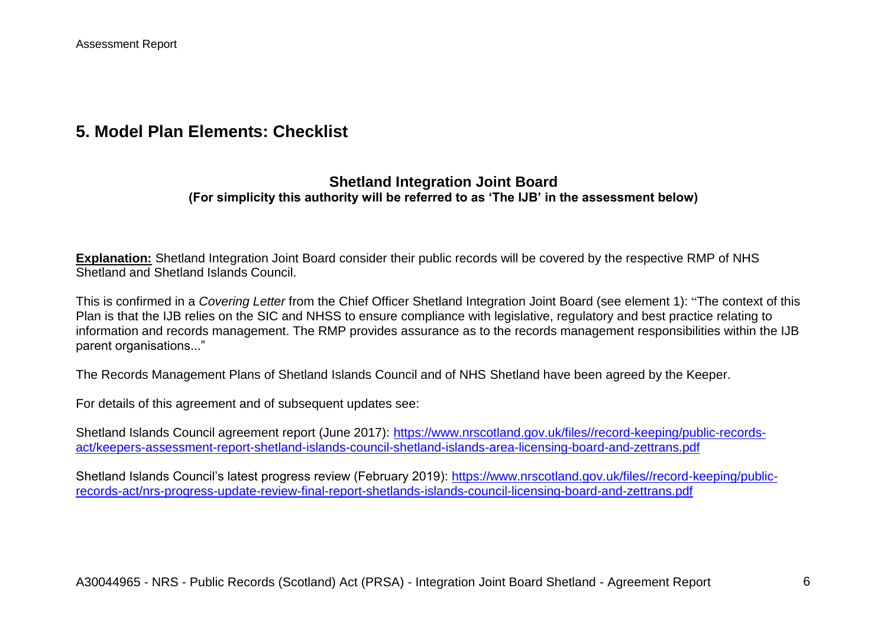## 5. Model Plan Elements: Checklist

### Shetland Integration Joint Board

**(For simplicity this authority will be referred to as 'The IJB' in the assessment below)**

**Explanation:** Shetland Integration Joint Board consider their public records will be covered by the respective RMP of NHS Shetland and Shetland Islands Council.

This is confirmed in a *Covering Letter* from the Chief Officer Shetland Integration Joint Board (see element 1): "The context of this Plan is that the IJB relies on the SIC and NHSS to ensure compliance with legislative, regulatory and best practice relating to information and records management. The RMP provides assurance as to the records management responsibilities within the IJB parent organisations..."

The Records Management Plans of Shetland Islands Council and of NHS Shetland have been agreed by the Keeper.

For details of this agreement and of subsequent updates see:

Shetland Islands Council agreement report (June 2017): https://www.nrscotland.gov.uk/files//record-keeping/public-records-act/keepers-assessment-report-shetland-islands-council-shetland-islands-area-licensing-board-and-zettrans.pdf

Shetland Islands Council's latest progress review (February 2019): https://www.nrscotland.gov.uk/files//record-keeping/public-records-act/nrs-progress-update-review-final-report-shetlands-islands-council-licensing-board-and-zettrans.pdf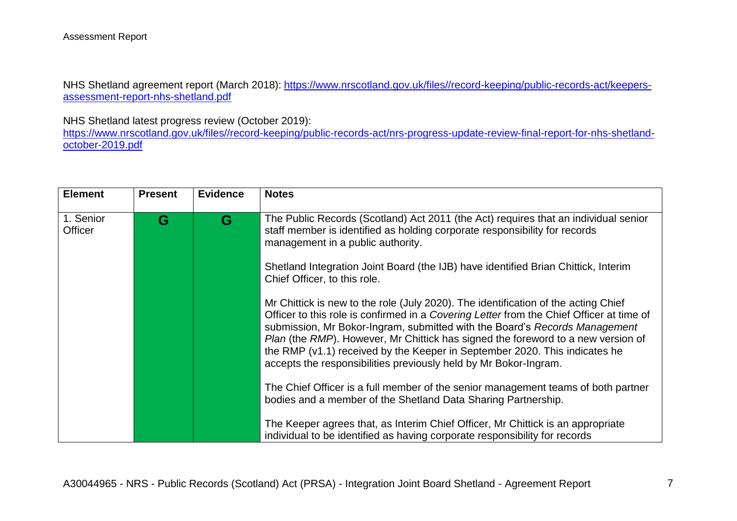NHS Shetland agreement report (March 2018): [https://www.nrscotland.gov.uk/files//record-keeping/public-records-act/keepers-assessment-report-nhs-shetland.pdf](https://www.nrscotland.gov.uk/files//record-keeping/public-records-act/keepers-assessment-report-nhs-shetland.pdf)

NHS Shetland latest progress review (October 2019): [https://www.nrscotland.gov.uk/files//record-keeping/public-records-act/nrs-progress-update-review-final-report-for-nhs-shetland-october-2019.pdf](https://www.nrscotland.gov.uk/files//record-keeping/public-records-act/nrs-progress-update-review-final-report-for-nhs-shetland-october-2019.pdf)

| Element | Present | Evidence | Notes |
|---|---|---|---|
| 1. Senior Officer | G | G | The Public Records (Scotland) Act 2011 (the Act) requires that an individual senior staff member is identified as holding corporate responsibility for records management in a public authority.<br><br>Shetland Integration Joint Board (the IJB) have identified Brian Chittick, Interim Chief Officer, to this role.<br><br>Mr Chittick is new to the role (July 2020). The identification of the acting Chief Officer to this role is confirmed in a *Covering Letter* from the Chief Officer at time of submission, Mr Bokor-Ingram, submitted with the Board's *Records Management Plan* (the *RMP*). However, Mr Chittick has signed the foreword to a new version of the RMP (v1.1) received by the Keeper in September 2020. This indicates he accepts the responsibilities previously held by Mr Bokor-Ingram.<br><br>The Chief Officer is a full member of the senior management teams of both partner bodies and a member of the Shetland Data Sharing Partnership.<br><br>The Keeper agrees that, as Interim Chief Officer, Mr Chittick is an appropriate individual to be identified as having corporate responsibility for records |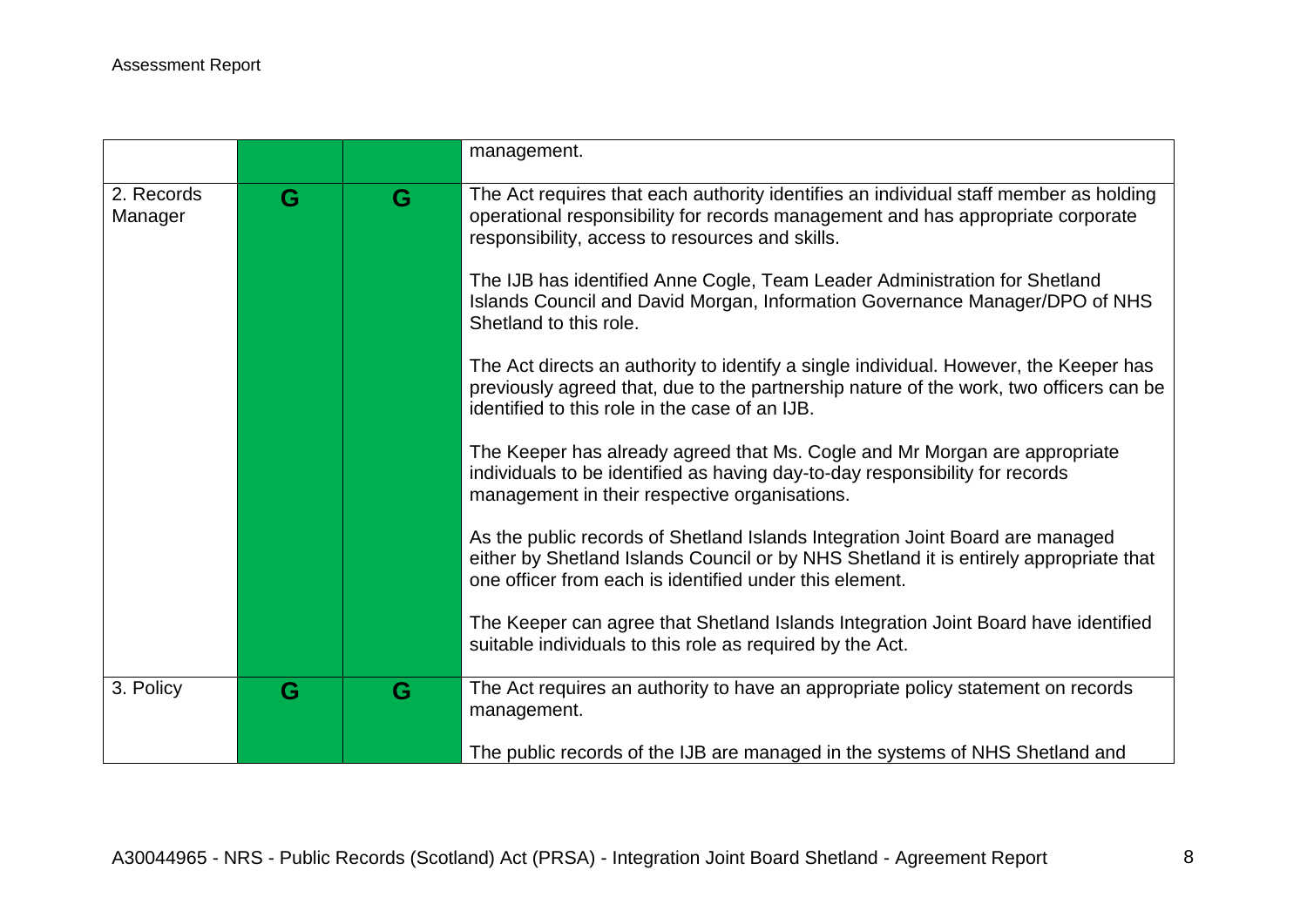| | | | |
|---|---|---|---|
| | | | management. |
| 2. Records Manager | G | G | The Act requires that each authority identifies an individual staff member as holding operational responsibility for records management and has appropriate corporate responsibility, access to resources and skills.<br><br>The IJB has identified Anne Cogle, Team Leader Administration for Shetland Islands Council and David Morgan, Information Governance Manager/DPO of NHS Shetland to this role.<br><br>The Act directs an authority to identify a single individual. However, the Keeper has previously agreed that, due to the partnership nature of the work, two officers can be identified to this role in the case of an IJB.<br><br>The Keeper has already agreed that Ms. Cogle and Mr Morgan are appropriate individuals to be identified as having day-to-day responsibility for records management in their respective organisations.<br><br>As the public records of Shetland Islands Integration Joint Board are managed either by Shetland Islands Council or by NHS Shetland it is entirely appropriate that one officer from each is identified under this element.<br><br>The Keeper can agree that Shetland Islands Integration Joint Board have identified suitable individuals to this role as required by the Act. |
| 3. Policy | G | G | The Act requires an authority to have an appropriate policy statement on records management.<br><br>The public records of the IJB are managed in the systems of NHS Shetland and |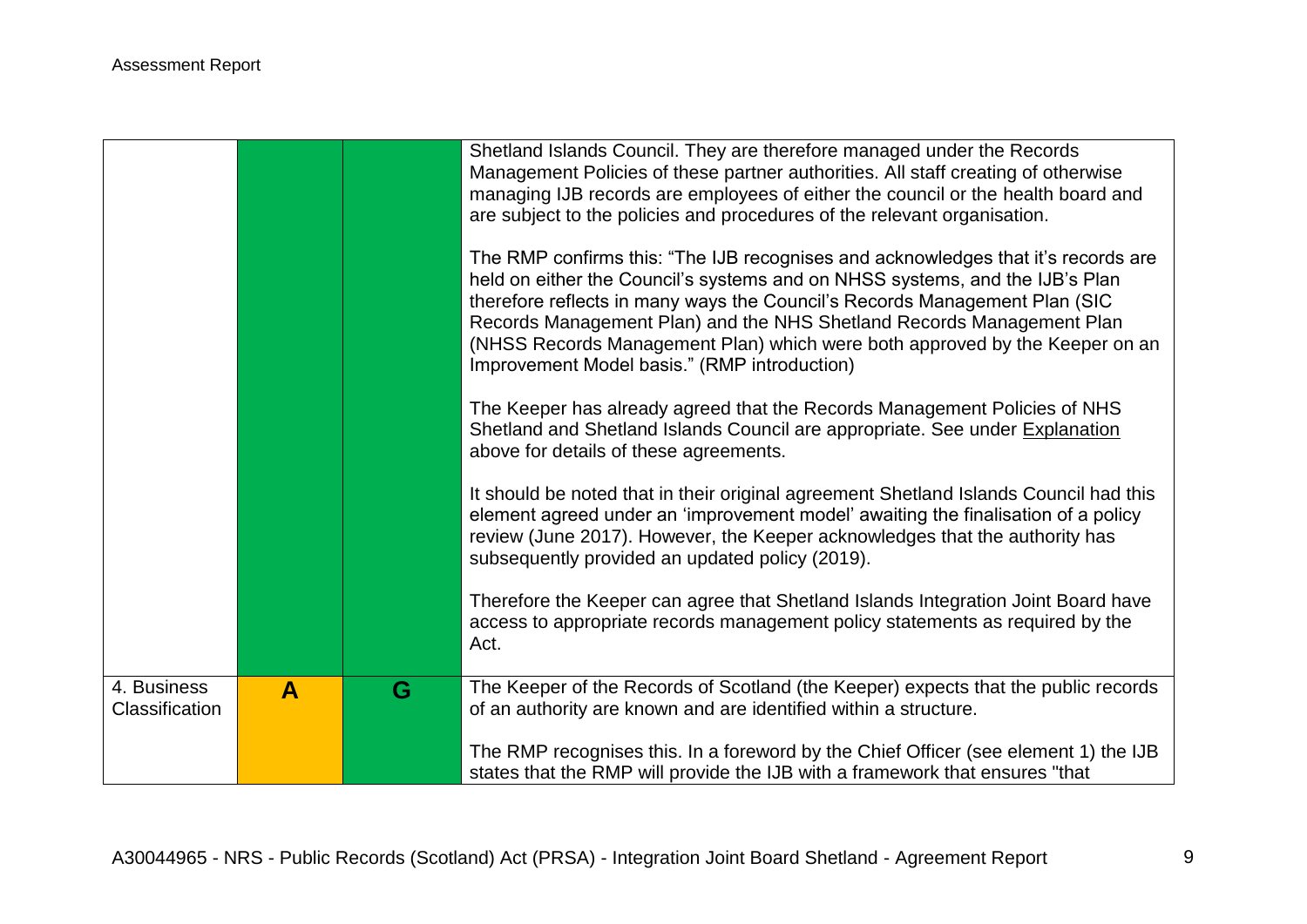| | | | |
|---|---|---|---|
| | | | Shetland Islands Council. They are therefore managed under the Records Management Policies of these partner authorities. All staff creating of otherwise managing IJB records are employees of either the council or the health board and are subject to the policies and procedures of the relevant organisation.<br><br>The RMP confirms this: "The IJB recognises and acknowledges that it's records are held on either the Council's systems and on NHSS systems, and the IJB's Plan therefore reflects in many ways the Council's Records Management Plan (SIC Records Management Plan) and the NHS Shetland Records Management Plan (NHSS Records Management Plan) which were both approved by the Keeper on an Improvement Model basis." (RMP introduction)<br><br>The Keeper has already agreed that the Records Management Policies of NHS Shetland and Shetland Islands Council are appropriate. See under Explanation above for details of these agreements.<br><br>It should be noted that in their original agreement Shetland Islands Council had this element agreed under an 'improvement model' awaiting the finalisation of a policy review (June 2017). However, the Keeper acknowledges that the authority has subsequently provided an updated policy (2019).<br><br>Therefore the Keeper can agree that Shetland Islands Integration Joint Board have access to appropriate records management policy statements as required by the Act. |
| 4. Business Classification | **A** | **G** | The Keeper of the Records of Scotland (the Keeper) expects that the public records of an authority are known and are identified within a structure.<br><br>The RMP recognises this. In a foreword by the Chief Officer (see element 1) the IJB states that the RMP will provide the IJB with a framework that ensures "that |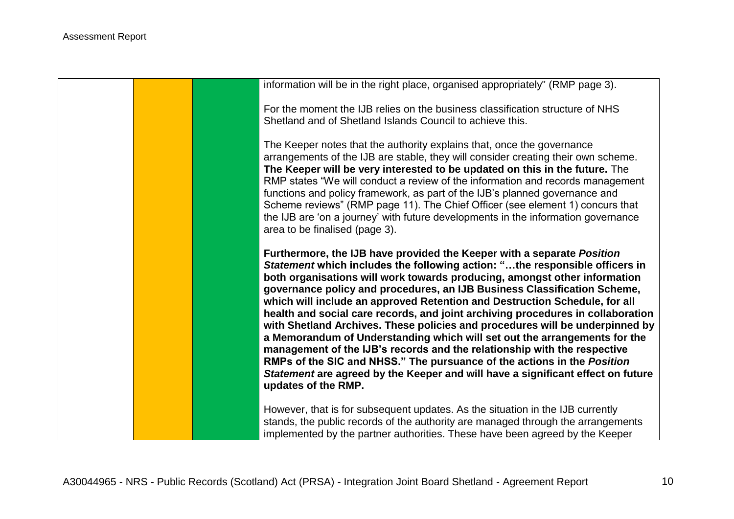| | | | |
|---|---|---|---|
| | | | information will be in the right place, organised appropriately" (RMP page 3).<br><br>For the moment the IJB relies on the business classification structure of NHS Shetland and of Shetland Islands Council to achieve this.<br><br>The Keeper notes that the authority explains that, once the governance arrangements of the IJB are stable, they will consider creating their own scheme. **The Keeper will be very interested to be updated on this in the future.** The RMP states "We will conduct a review of the information and records management functions and policy framework, as part of the IJB's planned governance and Scheme reviews" (RMP page 11). The Chief Officer (see element 1) concurs that the IJB are 'on a journey' with future developments in the information governance area to be finalised (page 3).<br><br>**Furthermore, the IJB have provided the Keeper with a separate *Position Statement* which includes the following action: "…the responsible officers in both organisations will work towards producing, amongst other information governance policy and procedures, an IJB Business Classification Scheme, which will include an approved Retention and Destruction Schedule, for all health and social care records, and joint archiving procedures in collaboration with Shetland Archives. These policies and procedures will be underpinned by a Memorandum of Understanding which will set out the arrangements for the management of the IJB's records and the relationship with the respective RMPs of the SIC and NHSS." The pursuance of the actions in the *Position Statement* are agreed by the Keeper and will have a significant effect on future updates of the RMP.**<br><br>However, that is for subsequent updates. As the situation in the IJB currently stands, the public records of the authority are managed through the arrangements implemented by the partner authorities. These have been agreed by the Keeper |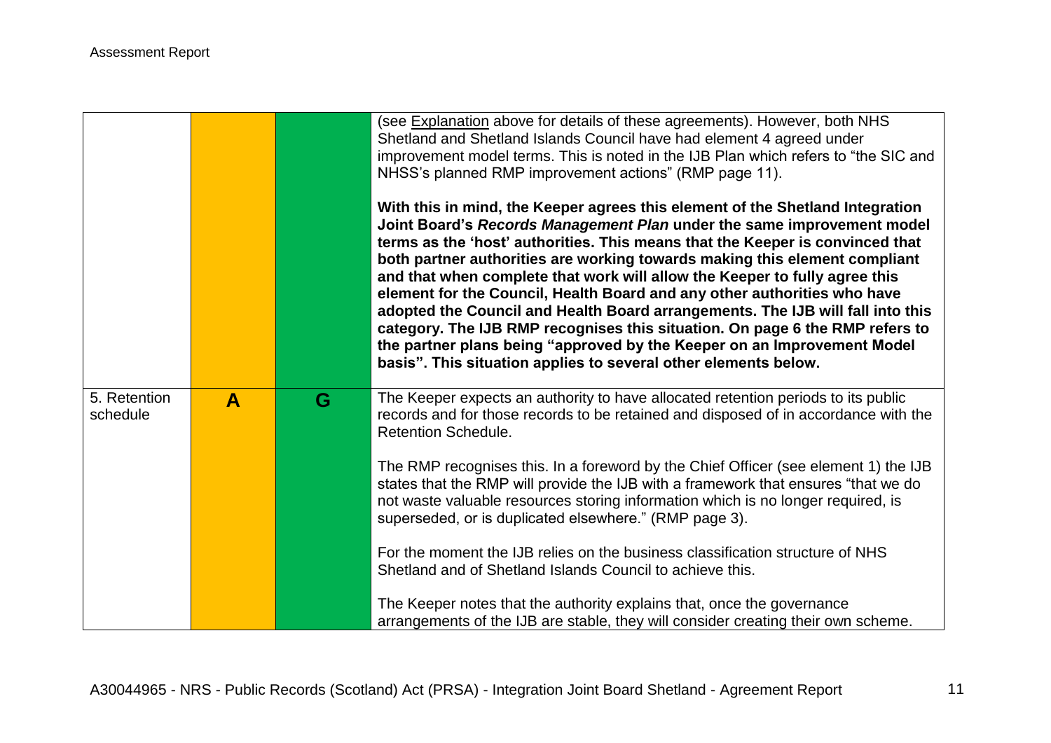| | | | |
|---|---|---|---|
| | | | (see Explanation above for details of these agreements). However, both NHS Shetland and Shetland Islands Council have had element 4 agreed under improvement model terms. This is noted in the IJB Plan which refers to "the SIC and NHSS's planned RMP improvement actions" (RMP page 11).<br><br>**With this in mind, the Keeper agrees this element of the Shetland Integration Joint Board's *Records Management Plan* under the same improvement model terms as the 'host' authorities. This means that the Keeper is convinced that both partner authorities are working towards making this element compliant and that when complete that work will allow the Keeper to fully agree this element for the Council, Health Board and any other authorities who have adopted the Council and Health Board arrangements. The IJB will fall into this category. The IJB RMP recognises this situation. On page 6 the RMP refers to the partner plans being "approved by the Keeper on an Improvement Model basis". This situation applies to several other elements below.** |
| 5. Retention schedule | **A** | **G** | The Keeper expects an authority to have allocated retention periods to its public records and for those records to be retained and disposed of in accordance with the Retention Schedule.<br><br>The RMP recognises this. In a foreword by the Chief Officer (see element 1) the IJB states that the RMP will provide the IJB with a framework that ensures "that we do not waste valuable resources storing information which is no longer required, is superseded, or is duplicated elsewhere." (RMP page 3).<br><br>For the moment the IJB relies on the business classification structure of NHS Shetland and of Shetland Islands Council to achieve this.<br><br>The Keeper notes that the authority explains that, once the governance arrangements of the IJB are stable, they will consider creating their own scheme. |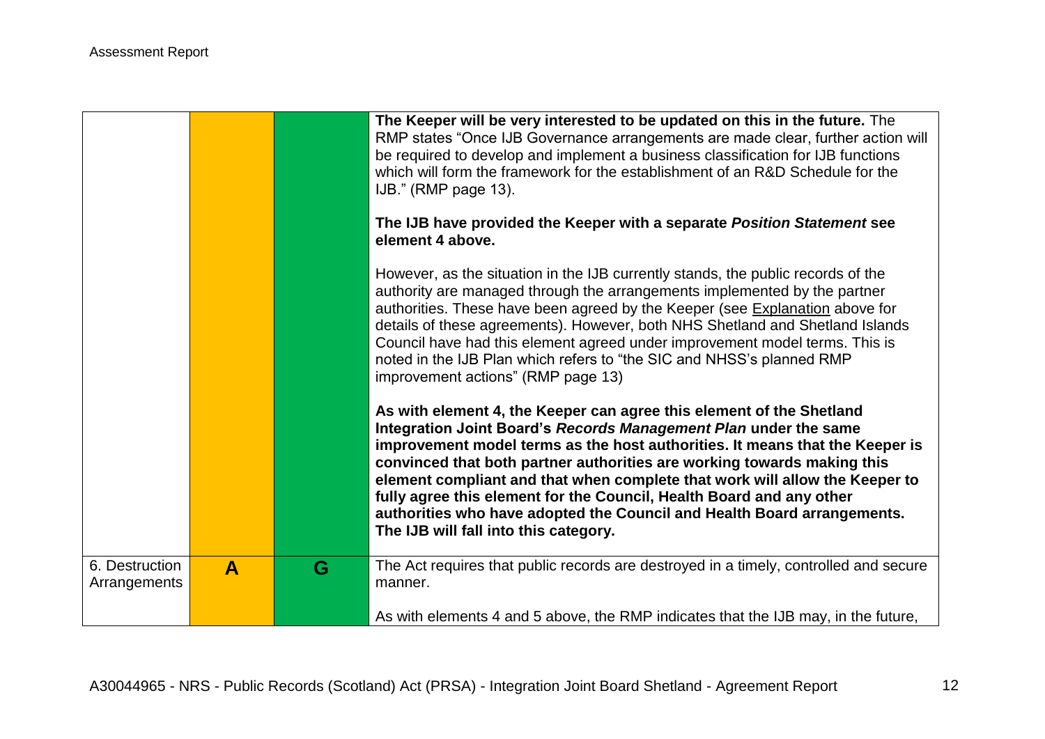| | | | |
|---|---|---|---|
| | | | **The Keeper will be very interested to be updated on this in the future.** The RMP states "Once IJB Governance arrangements are made clear, further action will be required to develop and implement a business classification for IJB functions which will form the framework for the establishment of an R&D Schedule for the IJB." (RMP page 13).<br><br>**The IJB have provided the Keeper with a separate *Position Statement* see element 4 above.**<br><br>However, as the situation in the IJB currently stands, the public records of the authority are managed through the arrangements implemented by the partner authorities. These have been agreed by the Keeper (see Explanation above for details of these agreements). However, both NHS Shetland and Shetland Islands Council have had this element agreed under improvement model terms. This is noted in the IJB Plan which refers to "the SIC and NHSS's planned RMP improvement actions" (RMP page 13)<br><br>**As with element 4, the Keeper can agree this element of the Shetland Integration Joint Board's *Records Management Plan* under the same improvement model terms as the host authorities. It means that the Keeper is convinced that both partner authorities are working towards making this element compliant and that when complete that work will allow the Keeper to fully agree this element for the Council, Health Board and any other authorities who have adopted the Council and Health Board arrangements. The IJB will fall into this category.** |
| 6. Destruction Arrangements | **A** | **G** | The Act requires that public records are destroyed in a timely, controlled and secure manner.<br><br>As with elements 4 and 5 above, the RMP indicates that the IJB may, in the future, |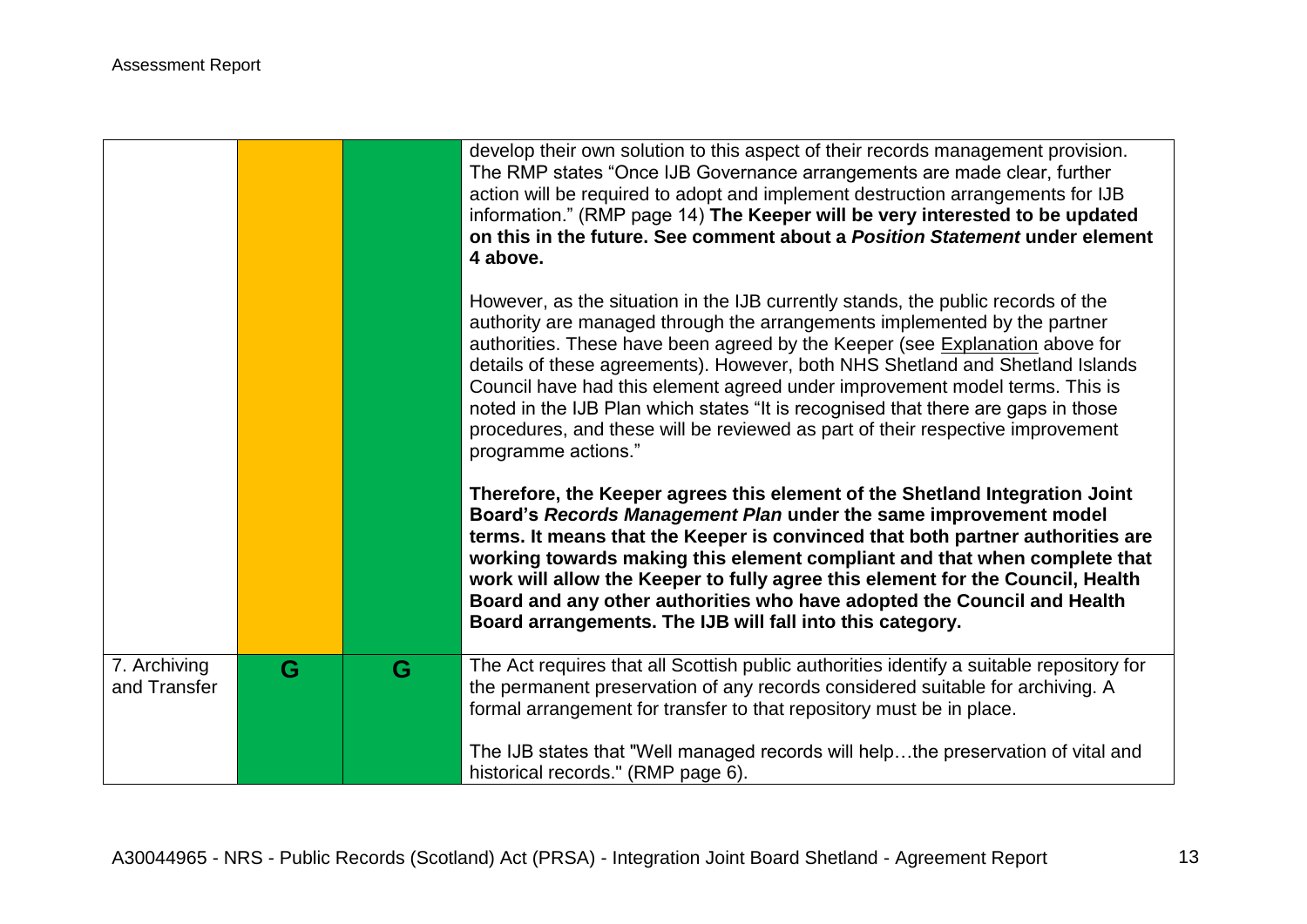| | | | |
|---|---|---|---|
| | | | develop their own solution to this aspect of their records management provision. The RMP states "Once IJB Governance arrangements are made clear, further action will be required to adopt and implement destruction arrangements for IJB information." (RMP page 14) **The Keeper will be very interested to be updated on this in the future. See comment about a *Position Statement* under element 4 above.**<br><br>However, as the situation in the IJB currently stands, the public records of the authority are managed through the arrangements implemented by the partner authorities. These have been agreed by the Keeper (see Explanation above for details of these agreements). However, both NHS Shetland and Shetland Islands Council have had this element agreed under improvement model terms. This is noted in the IJB Plan which states "It is recognised that there are gaps in those procedures, and these will be reviewed as part of their respective improvement programme actions."<br><br>**Therefore, the Keeper agrees this element of the Shetland Integration Joint Board's *Records Management Plan* under the same improvement model terms. It means that the Keeper is convinced that both partner authorities are working towards making this element compliant and that when complete that work will allow the Keeper to fully agree this element for the Council, Health Board and any other authorities who have adopted the Council and Health Board arrangements. The IJB will fall into this category.** |
| 7. Archiving and Transfer | G | G | The Act requires that all Scottish public authorities identify a suitable repository for the permanent preservation of any records considered suitable for archiving. A formal arrangement for transfer to that repository must be in place.<br><br>The IJB states that "Well managed records will help…the preservation of vital and historical records." (RMP page 6). |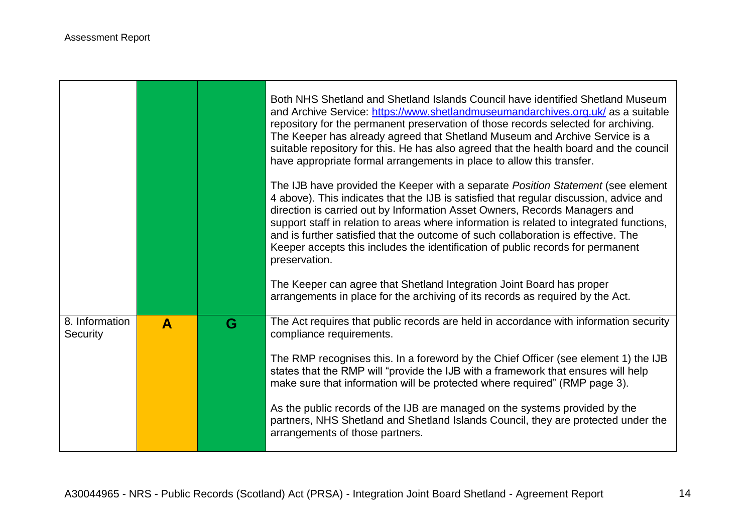|  |  |  |  |
|---|---|---|---|
|  |  |  | Both NHS Shetland and Shetland Islands Council have identified Shetland Museum and Archive Service: https://www.shetlandmuseumandarchives.org.uk/ as a suitable repository for the permanent preservation of those records selected for archiving. The Keeper has already agreed that Shetland Museum and Archive Service is a suitable repository for this. He has also agreed that the health board and the council have appropriate formal arrangements in place to allow this transfer.<br><br>The IJB have provided the Keeper with a separate *Position Statement* (see element 4 above). This indicates that the IJB is satisfied that regular discussion, advice and direction is carried out by Information Asset Owners, Records Managers and support staff in relation to areas where information is related to integrated functions, and is further satisfied that the outcome of such collaboration is effective. The Keeper accepts this includes the identification of public records for permanent preservation.<br><br>The Keeper can agree that Shetland Integration Joint Board has proper arrangements in place for the archiving of its records as required by the Act. |
| 8. Information Security | **A** | **G** | The Act requires that public records are held in accordance with information security compliance requirements.<br><br>The RMP recognises this. In a foreword by the Chief Officer (see element 1) the IJB states that the RMP will "provide the IJB with a framework that ensures will help make sure that information will be protected where required" (RMP page 3).<br><br>As the public records of the IJB are managed on the systems provided by the partners, NHS Shetland and Shetland Islands Council, they are protected under the arrangements of those partners. |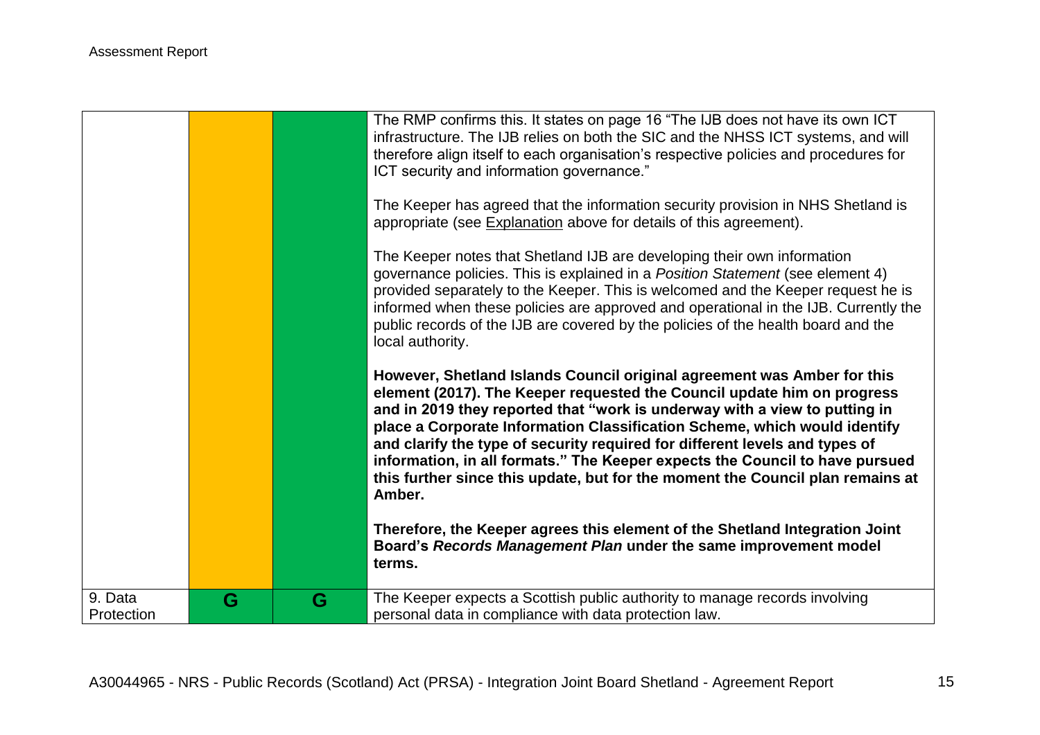| | | | |
|---|---|---|---|
| | | | The RMP confirms this. It states on page 16 "The IJB does not have its own ICT infrastructure. The IJB relies on both the SIC and the NHSS ICT systems, and will therefore align itself to each organisation's respective policies and procedures for ICT security and information governance."<br><br>The Keeper has agreed that the information security provision in NHS Shetland is appropriate (see Explanation above for details of this agreement).<br><br>The Keeper notes that Shetland IJB are developing their own information governance policies. This is explained in a *Position Statement* (see element 4) provided separately to the Keeper. This is welcomed and the Keeper request he is informed when these policies are approved and operational in the IJB. Currently the public records of the IJB are covered by the policies of the health board and the local authority.<br><br>**However, Shetland Islands Council original agreement was Amber for this element (2017). The Keeper requested the Council update him on progress and in 2019 they reported that "work is underway with a view to putting in place a Corporate Information Classification Scheme, which would identify and clarify the type of security required for different levels and types of information, in all formats." The Keeper expects the Council to have pursued this further since this update, but for the moment the Council plan remains at Amber.**<br><br>**Therefore, the Keeper agrees this element of the Shetland Integration Joint Board's *Records Management Plan* under the same improvement model terms.** |
| 9. Data Protection | G | G | The Keeper expects a Scottish public authority to manage records involving personal data in compliance with data protection law. |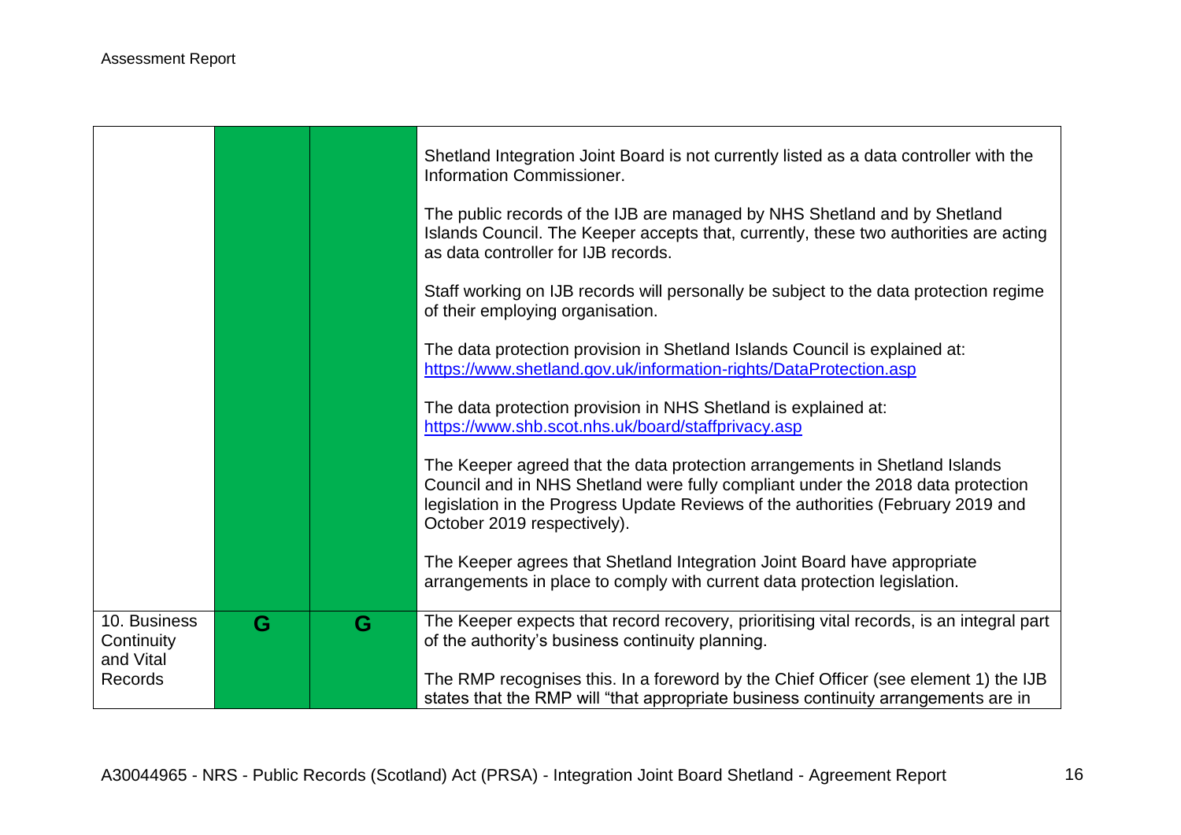| | | | |
|---|---|---|---|
| | | | Shetland Integration Joint Board is not currently listed as a data controller with the Information Commissioner.<br><br>The public records of the IJB are managed by NHS Shetland and by Shetland Islands Council. The Keeper accepts that, currently, these two authorities are acting as data controller for IJB records.<br><br>Staff working on IJB records will personally be subject to the data protection regime of their employing organisation.<br><br>The data protection provision in Shetland Islands Council is explained at: [https://www.shetland.gov.uk/information-rights/DataProtection.asp](https://www.shetland.gov.uk/information-rights/DataProtection.asp)<br><br>The data protection provision in NHS Shetland is explained at: [https://www.shb.scot.nhs.uk/board/staffprivacy.asp](https://www.shb.scot.nhs.uk/board/staffprivacy.asp)<br><br>The Keeper agreed that the data protection arrangements in Shetland Islands Council and in NHS Shetland were fully compliant under the 2018 data protection legislation in the Progress Update Reviews of the authorities (February 2019 and October 2019 respectively).<br><br>The Keeper agrees that Shetland Integration Joint Board have appropriate arrangements in place to comply with current data protection legislation. |
| 10. Business Continuity and Vital Records | G | G | The Keeper expects that record recovery, prioritising vital records, is an integral part of the authority's business continuity planning.<br><br>The RMP recognises this. In a foreword by the Chief Officer (see element 1) the IJB states that the RMP will "that appropriate business continuity arrangements are in |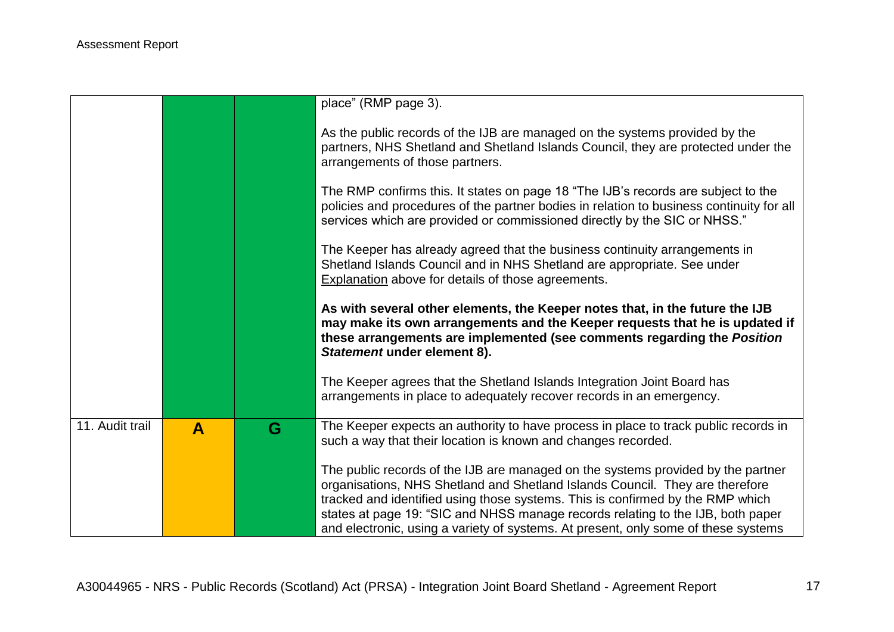| | | | |
|---|---|---|---|
| | | | place" (RMP page 3).<br><br>As the public records of the IJB are managed on the systems provided by the partners, NHS Shetland and Shetland Islands Council, they are protected under the arrangements of those partners.<br><br>The RMP confirms this. It states on page 18 "The IJB's records are subject to the policies and procedures of the partner bodies in relation to business continuity for all services which are provided or commissioned directly by the SIC or NHSS."<br><br>The Keeper has already agreed that the business continuity arrangements in Shetland Islands Council and in NHS Shetland are appropriate. See under Explanation above for details of those agreements.<br><br>**As with several other elements, the Keeper notes that, in the future the IJB may make its own arrangements and the Keeper requests that he is updated if these arrangements are implemented (see comments regarding the *Position Statement* under element 8).**<br><br>The Keeper agrees that the Shetland Islands Integration Joint Board has arrangements in place to adequately recover records in an emergency. |
| 11. Audit trail | A | G | The Keeper expects an authority to have process in place to track public records in such a way that their location is known and changes recorded.<br><br>The public records of the IJB are managed on the systems provided by the partner organisations, NHS Shetland and Shetland Islands Council. They are therefore tracked and identified using those systems. This is confirmed by the RMP which states at page 19: "SIC and NHSS manage records relating to the IJB, both paper and electronic, using a variety of systems. At present, only some of these systems |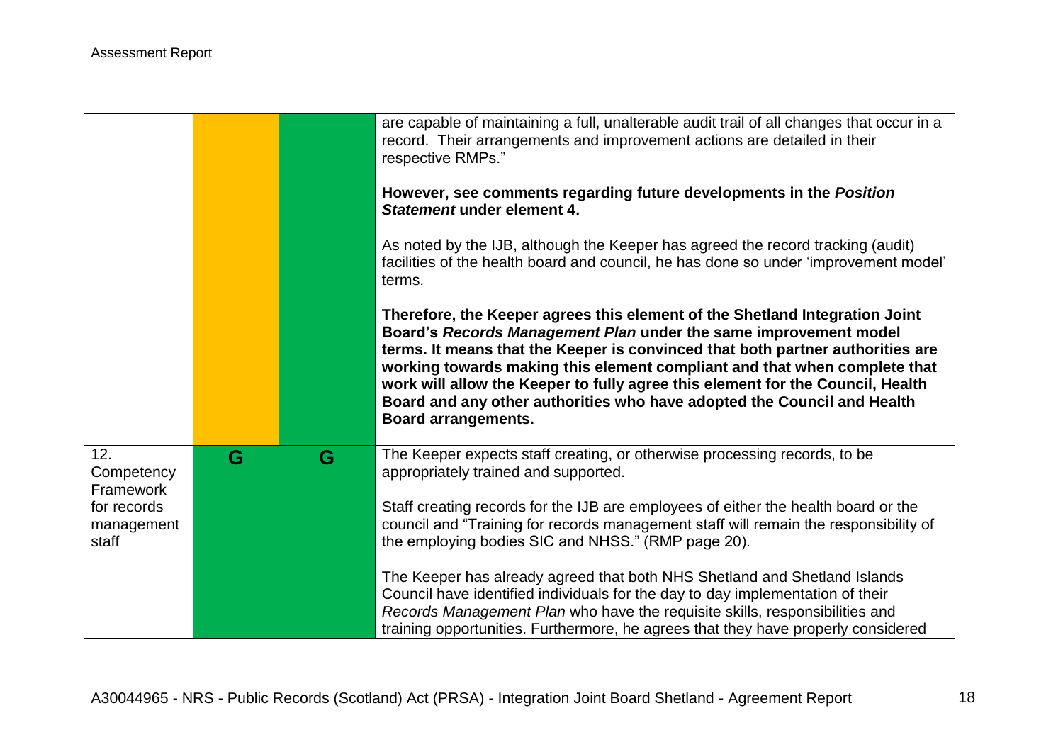| | | | |
|---|---|---|---|
| | | | are capable of maintaining a full, unalterable audit trail of all changes that occur in a record. Their arrangements and improvement actions are detailed in their respective RMPs."<br><br>**However, see comments regarding future developments in the *Position Statement* under element 4.**<br><br>As noted by the IJB, although the Keeper has agreed the record tracking (audit) facilities of the health board and council, he has done so under 'improvement model' terms.<br><br>**Therefore, the Keeper agrees this element of the Shetland Integration Joint Board's *Records Management Plan* under the same improvement model terms. It means that the Keeper is convinced that both partner authorities are working towards making this element compliant and that when complete that work will allow the Keeper to fully agree this element for the Council, Health Board and any other authorities who have adopted the Council and Health Board arrangements.** |
| 12. Competency Framework for records management staff | G | G | The Keeper expects staff creating, or otherwise processing records, to be appropriately trained and supported.<br><br>Staff creating records for the IJB are employees of either the health board or the council and "Training for records management staff will remain the responsibility of the employing bodies SIC and NHSS." (RMP page 20).<br><br>The Keeper has already agreed that both NHS Shetland and Shetland Islands Council have identified individuals for the day to day implementation of their *Records Management Plan* who have the requisite skills, responsibilities and training opportunities. Furthermore, he agrees that they have properly considered |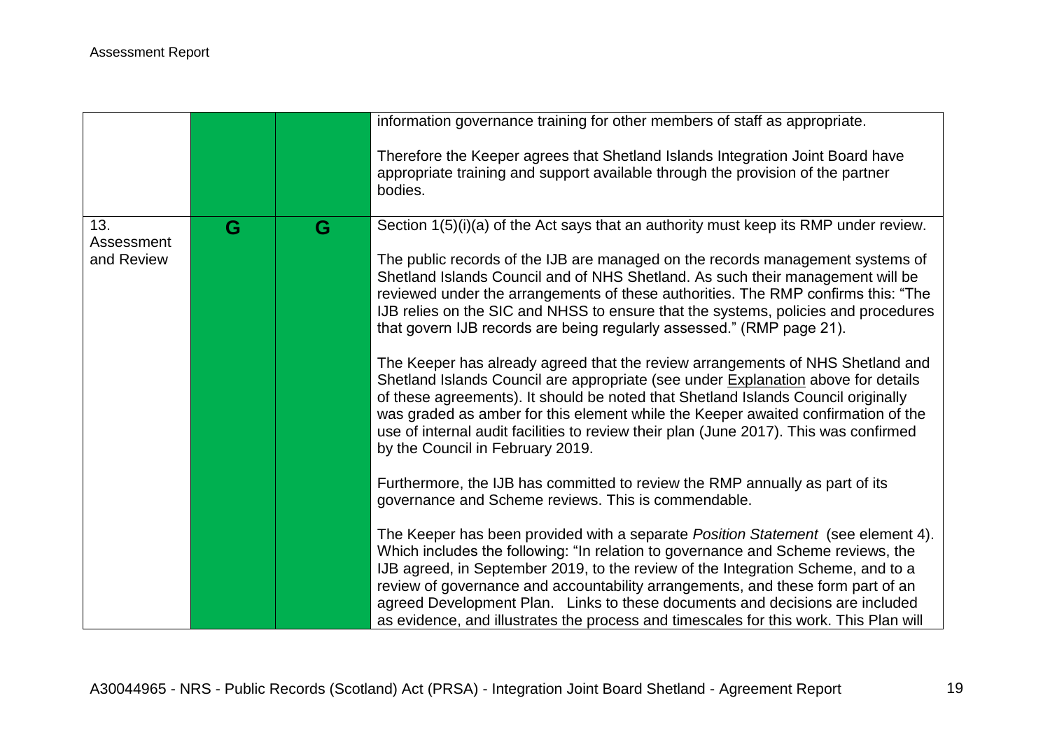| | | | |
|---|---|---|---|
| | | | information governance training for other members of staff as appropriate.<br><br>Therefore the Keeper agrees that Shetland Islands Integration Joint Board have appropriate training and support available through the provision of the partner bodies. |
| 13. Assessment and Review | G | G | Section 1(5)(i)(a) of the Act says that an authority must keep its RMP under review.<br><br>The public records of the IJB are managed on the records management systems of Shetland Islands Council and of NHS Shetland. As such their management will be reviewed under the arrangements of these authorities. The RMP confirms this: "The IJB relies on the SIC and NHSS to ensure that the systems, policies and procedures that govern IJB records are being regularly assessed." (RMP page 21).<br><br>The Keeper has already agreed that the review arrangements of NHS Shetland and Shetland Islands Council are appropriate (see under Explanation above for details of these agreements). It should be noted that Shetland Islands Council originally was graded as amber for this element while the Keeper awaited confirmation of the use of internal audit facilities to review their plan (June 2017). This was confirmed by the Council in February 2019.<br><br>Furthermore, the IJB has committed to review the RMP annually as part of its governance and Scheme reviews. This is commendable.<br><br>The Keeper has been provided with a separate *Position Statement* (see element 4). Which includes the following: "In relation to governance and Scheme reviews, the IJB agreed, in September 2019, to the review of the Integration Scheme, and to a review of governance and accountability arrangements, and these form part of an agreed Development Plan. Links to these documents and decisions are included as evidence, and illustrates the process and timescales for this work. This Plan will |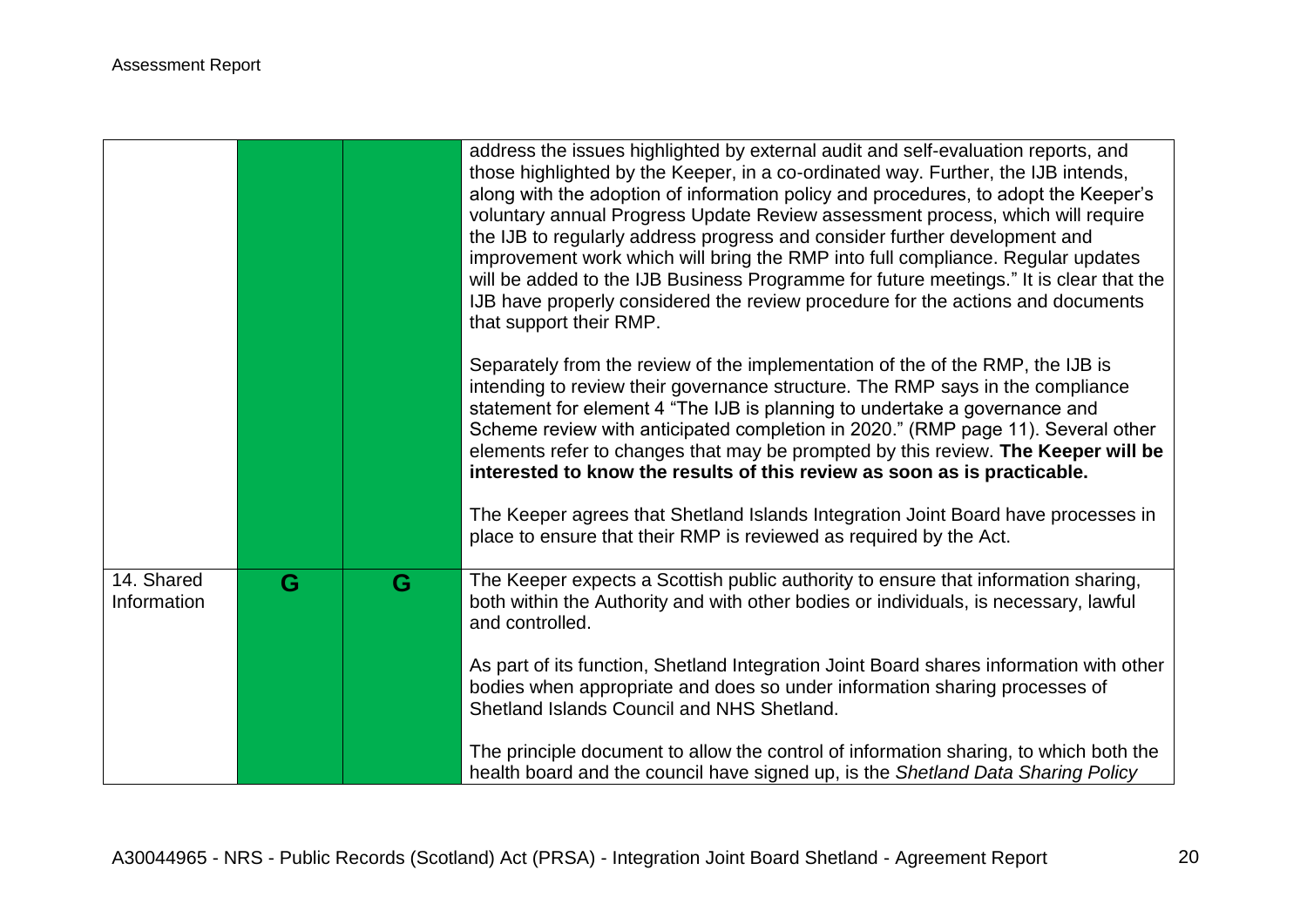| | | | |
|---|---|---|---|
| | | | address the issues highlighted by external audit and self-evaluation reports, and those highlighted by the Keeper, in a co-ordinated way. Further, the IJB intends, along with the adoption of information policy and procedures, to adopt the Keeper's voluntary annual Progress Update Review assessment process, which will require the IJB to regularly address progress and consider further development and improvement work which will bring the RMP into full compliance. Regular updates will be added to the IJB Business Programme for future meetings." It is clear that the IJB have properly considered the review procedure for the actions and documents that support their RMP.<br><br>Separately from the review of the implementation of the of the RMP, the IJB is intending to review their governance structure. The RMP says in the compliance statement for element 4 "The IJB is planning to undertake a governance and Scheme review with anticipated completion in 2020." (RMP page 11). Several other elements refer to changes that may be prompted by this review. **The Keeper will be interested to know the results of this review as soon as is practicable.**<br><br>The Keeper agrees that Shetland Islands Integration Joint Board have processes in place to ensure that their RMP is reviewed as required by the Act. |
| 14. Shared Information | G | G | The Keeper expects a Scottish public authority to ensure that information sharing, both within the Authority and with other bodies or individuals, is necessary, lawful and controlled.<br><br>As part of its function, Shetland Integration Joint Board shares information with other bodies when appropriate and does so under information sharing processes of Shetland Islands Council and NHS Shetland.<br><br>The principle document to allow the control of information sharing, to which both the health board and the council have signed up, is the *Shetland Data Sharing Policy* |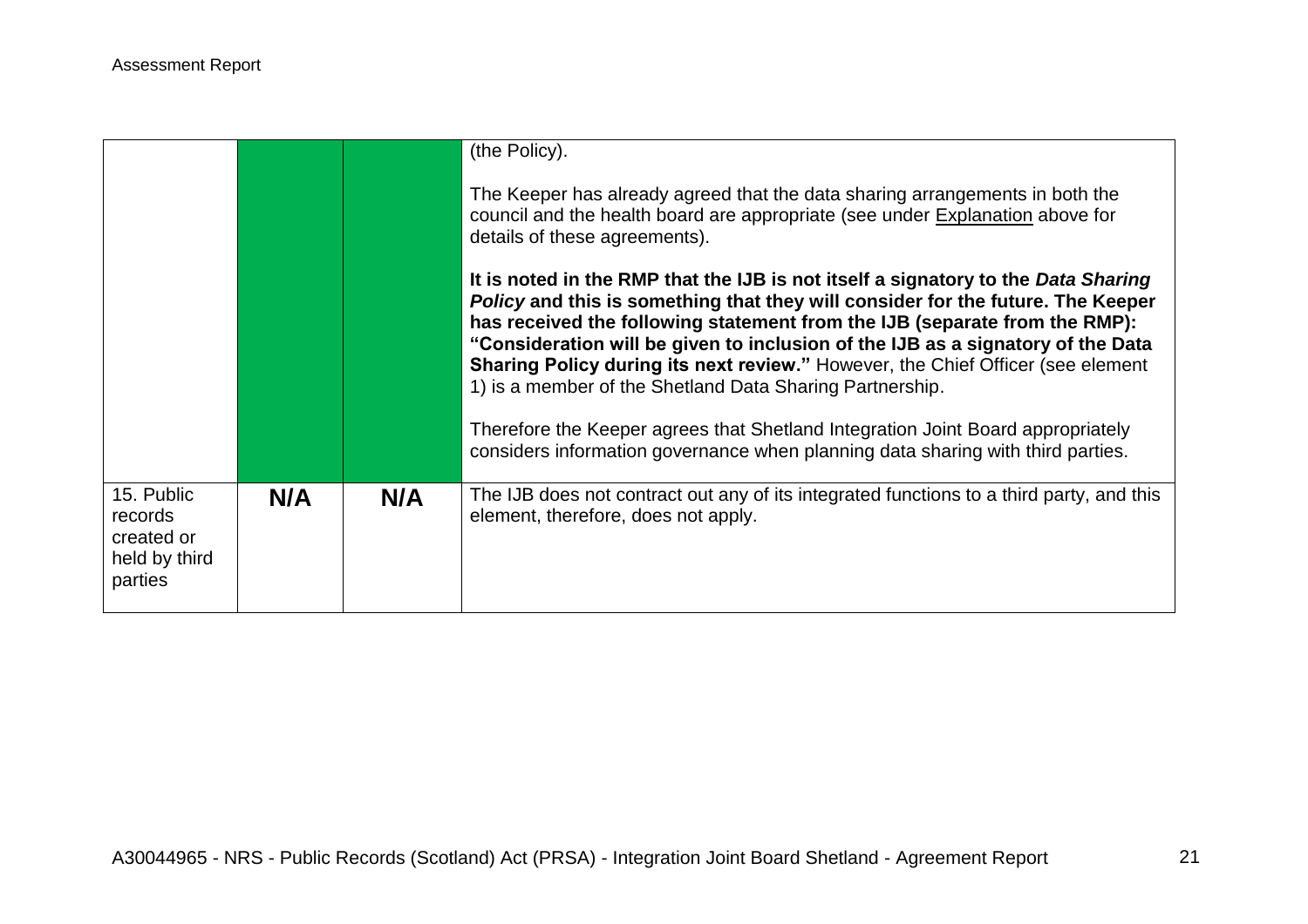|  |  |  | (the Policy).<br><br>The Keeper has already agreed that the data sharing arrangements in both the council and the health board are appropriate (see under Explanation above for details of these agreements).<br><br>**It is noted in the RMP that the IJB is not itself a signatory to the *Data Sharing Policy* and this is something that they will consider for the future. The Keeper has received the following statement from the IJB (separate from the RMP): "Consideration will be given to inclusion of the IJB as a signatory of the Data Sharing Policy during its next review."** However, the Chief Officer (see element 1) is a member of the Shetland Data Sharing Partnership.<br><br>Therefore the Keeper agrees that Shetland Integration Joint Board appropriately considers information governance when planning data sharing with third parties. |
|---|---|---|---|
| 15. Public records created or held by third parties | **N/A** | **N/A** | The IJB does not contract out any of its integrated functions to a third party, and this element, therefore, does not apply. |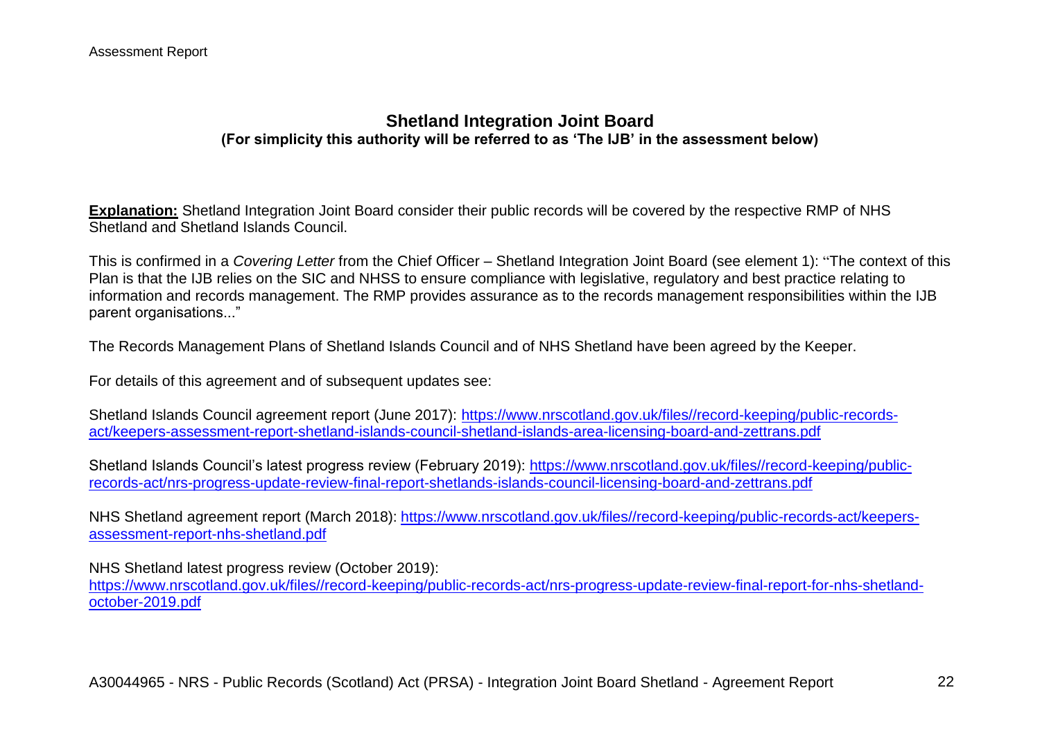## Shetland Integration Joint Board

**(For simplicity this authority will be referred to as 'The IJB' in the assessment below)**

**Explanation:** Shetland Integration Joint Board consider their public records will be covered by the respective RMP of NHS Shetland and Shetland Islands Council.

This is confirmed in a *Covering Letter* from the Chief Officer – Shetland Integration Joint Board (see element 1): "The context of this Plan is that the IJB relies on the SIC and NHSS to ensure compliance with legislative, regulatory and best practice relating to information and records management. The RMP provides assurance as to the records management responsibilities within the IJB parent organisations..."

The Records Management Plans of Shetland Islands Council and of NHS Shetland have been agreed by the Keeper.

For details of this agreement and of subsequent updates see:

Shetland Islands Council agreement report (June 2017): https://www.nrscotland.gov.uk/files//record-keeping/public-records-act/keepers-assessment-report-shetland-islands-council-shetland-islands-area-licensing-board-and-zettrans.pdf

Shetland Islands Council's latest progress review (February 2019): https://www.nrscotland.gov.uk/files//record-keeping/public-records-act/nrs-progress-update-review-final-report-shetlands-islands-council-licensing-board-and-zettrans.pdf

NHS Shetland agreement report (March 2018): https://www.nrscotland.gov.uk/files//record-keeping/public-records-act/keepers-assessment-report-nhs-shetland.pdf

NHS Shetland latest progress review (October 2019): https://www.nrscotland.gov.uk/files//record-keeping/public-records-act/nrs-progress-update-review-final-report-for-nhs-shetland-october-2019.pdf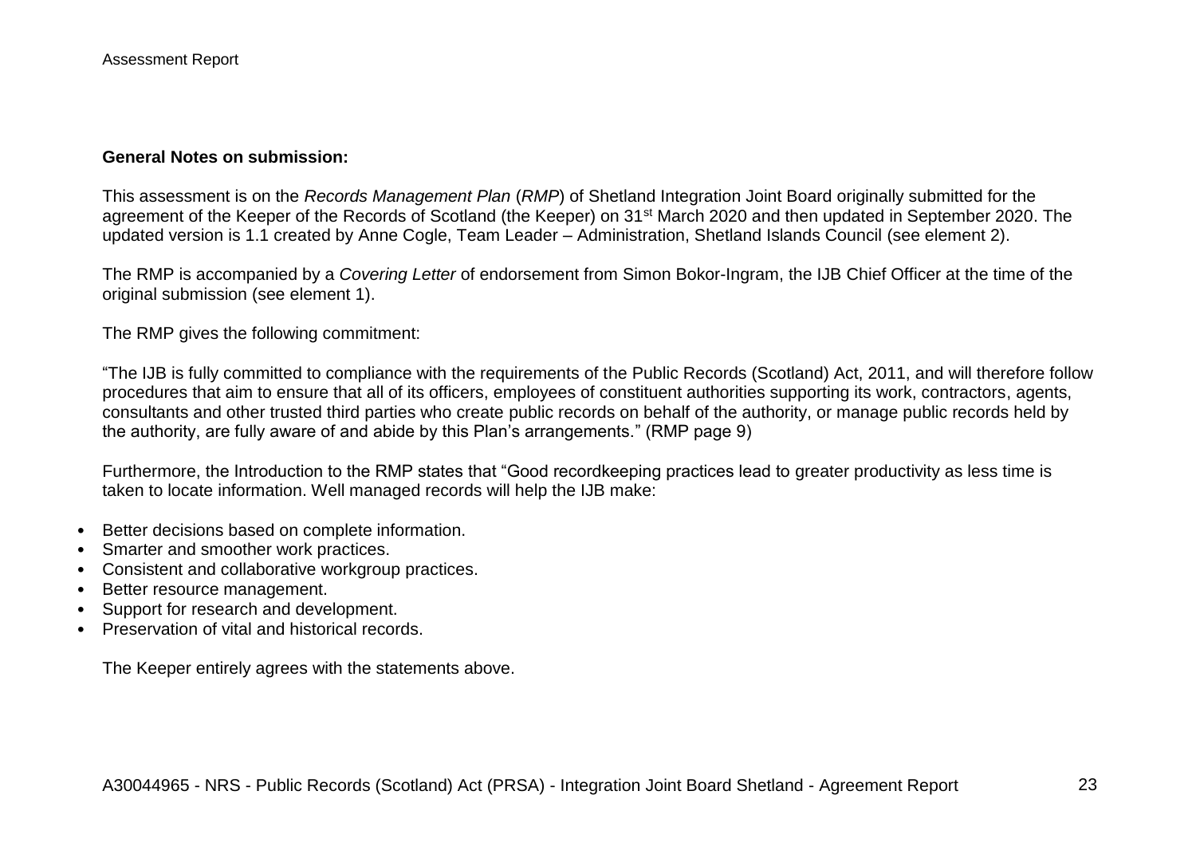**General Notes on submission:**

This assessment is on the *Records Management Plan* (*RMP*) of Shetland Integration Joint Board originally submitted for the agreement of the Keeper of the Records of Scotland (the Keeper) on 31st March 2020 and then updated in September 2020. The updated version is 1.1 created by Anne Cogle, Team Leader – Administration, Shetland Islands Council (see element 2).

The RMP is accompanied by a *Covering Letter* of endorsement from Simon Bokor-Ingram, the IJB Chief Officer at the time of the original submission (see element 1).

The RMP gives the following commitment:

"The IJB is fully committed to compliance with the requirements of the Public Records (Scotland) Act, 2011, and will therefore follow procedures that aim to ensure that all of its officers, employees of constituent authorities supporting its work, contractors, agents, consultants and other trusted third parties who create public records on behalf of the authority, or manage public records held by the authority, are fully aware of and abide by this Plan's arrangements." (RMP page 9)

Furthermore, the Introduction to the RMP states that "Good recordkeeping practices lead to greater productivity as less time is taken to locate information. Well managed records will help the IJB make:

- Better decisions based on complete information.
- Smarter and smoother work practices.
- Consistent and collaborative workgroup practices.
- Better resource management.
- Support for research and development.
- Preservation of vital and historical records.

The Keeper entirely agrees with the statements above.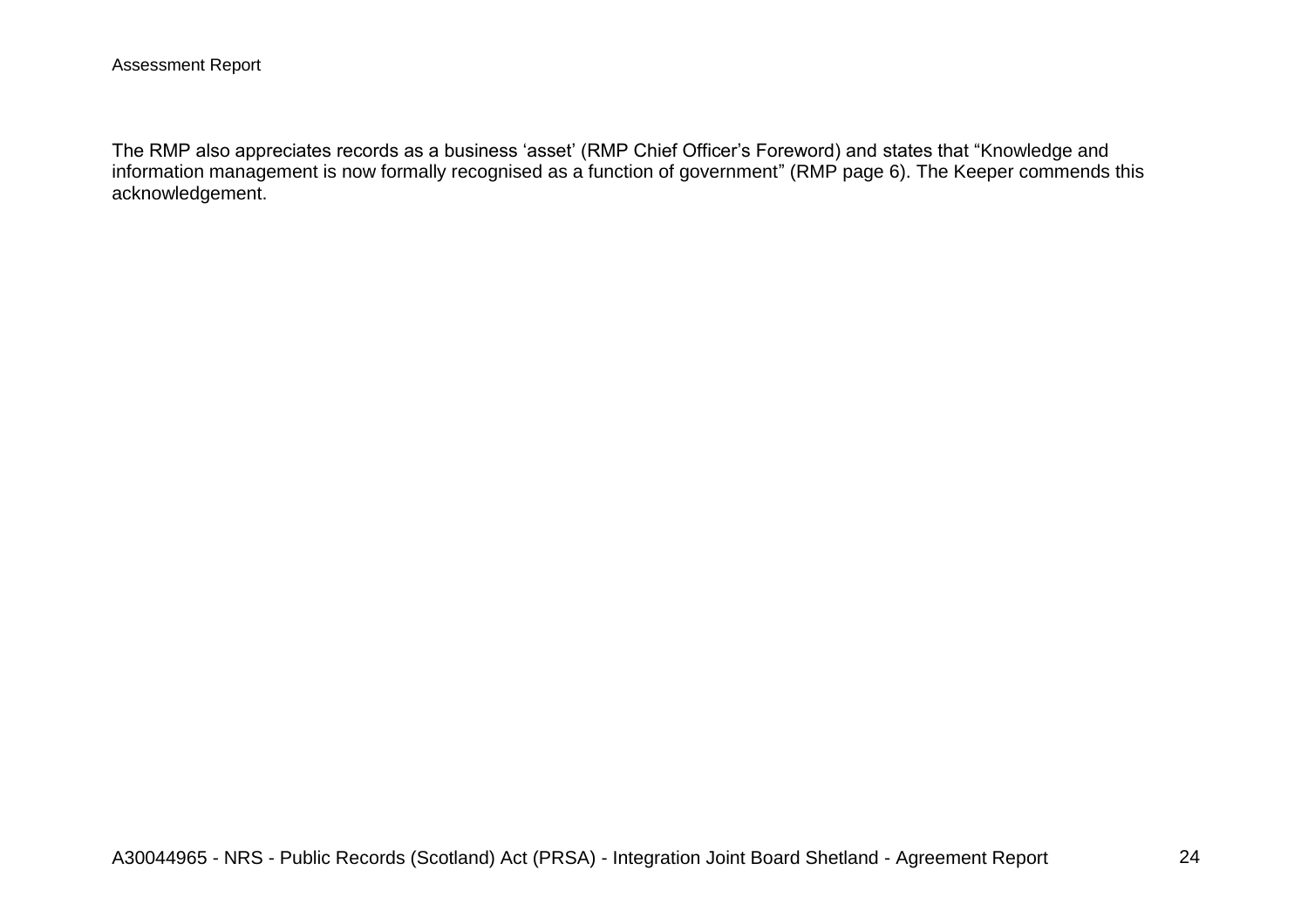The RMP also appreciates records as a business ‘asset’ (RMP Chief Officer’s Foreword) and states that “Knowledge and information management is now formally recognised as a function of government” (RMP page 6). The Keeper commends this acknowledgement.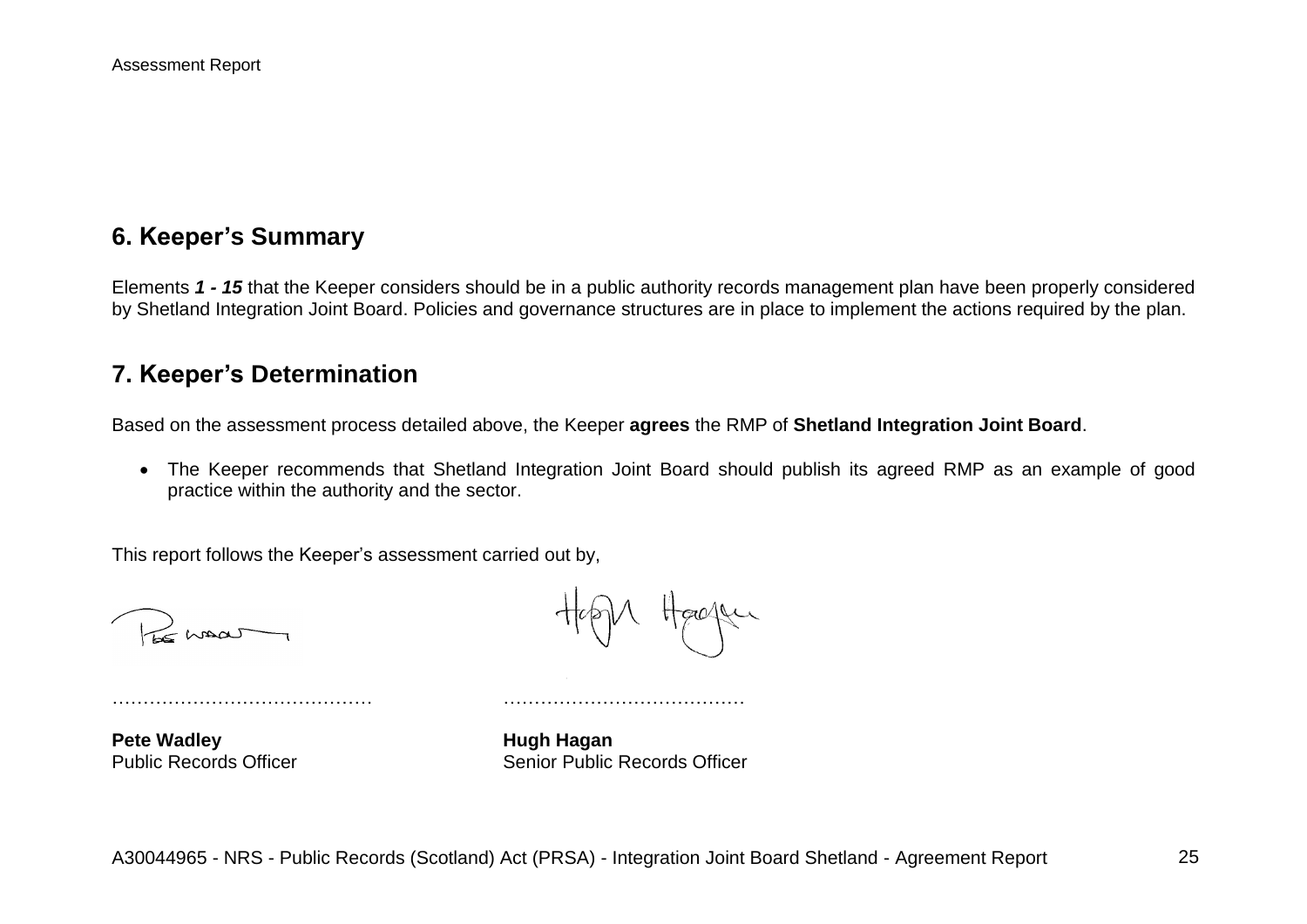## 6. Keeper's Summary

Elements ***1 - 15*** that the Keeper considers should be in a public authority records management plan have been properly considered by Shetland Integration Joint Board. Policies and governance structures are in place to implement the actions required by the plan.

## 7. Keeper's Determination

Based on the assessment process detailed above, the Keeper **agrees** the RMP of **Shetland Integration Joint Board**.

- The Keeper recommends that Shetland Integration Joint Board should publish its agreed RMP as an example of good practice within the authority and the sector.

This report follows the Keeper's assessment carried out by,

……………………………………    ……………………………………

**Pete Wadley**
Public Records Officer

**Hugh Hagan**
Senior Public Records Officer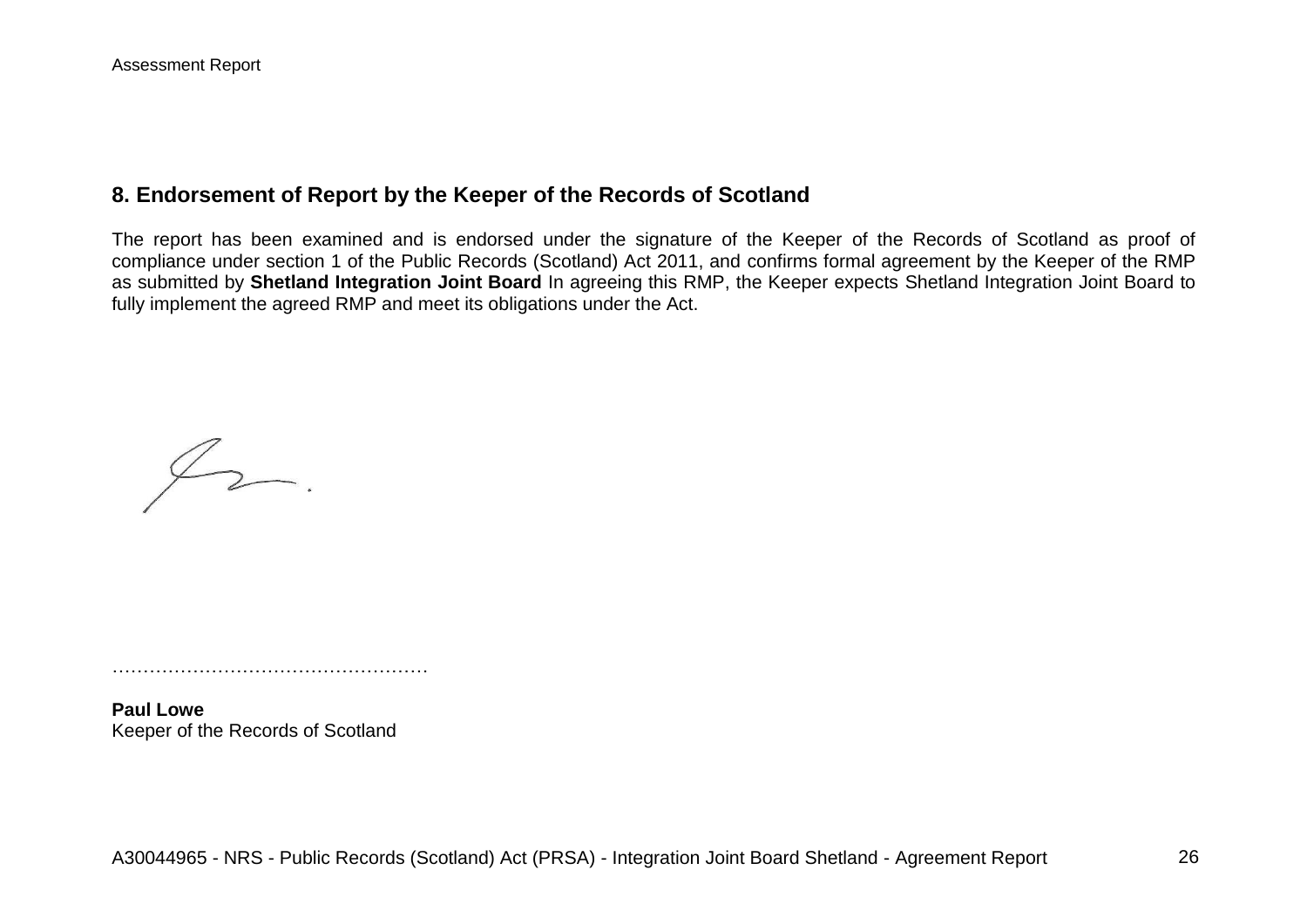## 8. Endorsement of Report by the Keeper of the Records of Scotland

The report has been examined and is endorsed under the signature of the Keeper of the Records of Scotland as proof of compliance under section 1 of the Public Records (Scotland) Act 2011, and confirms formal agreement by the Keeper of the RMP as submitted by **Shetland Integration Joint Board** In agreeing this RMP, the Keeper expects Shetland Integration Joint Board to fully implement the agreed RMP and meet its obligations under the Act.

……………………………………………

**Paul Lowe**
Keeper of the Records of Scotland